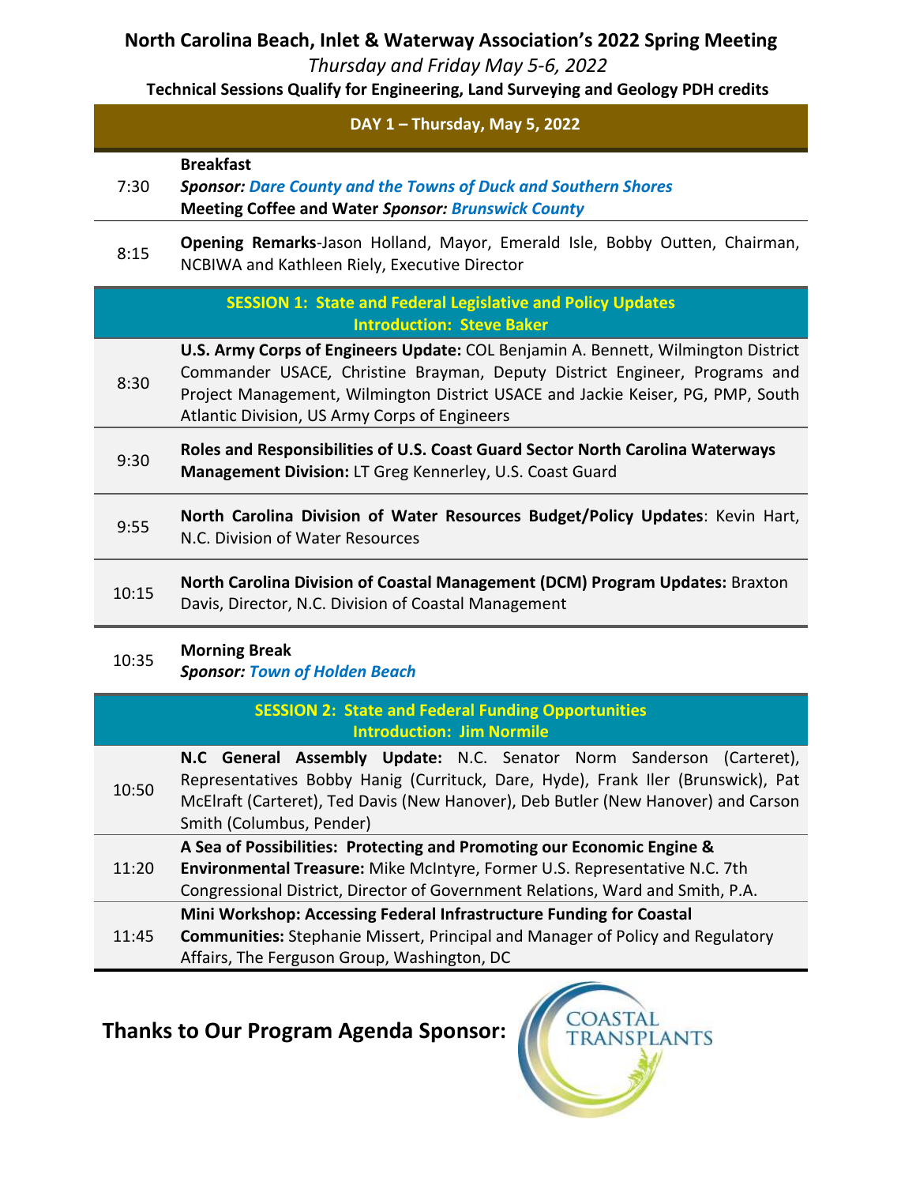# North Carolina Beach, Inlet & Waterway Association's 2022 Spring Meeting

*Thursday and Friday May 5-6, 2022*

**Technical Sessions Qualify for Engineering, Land Surveying and Geology PDH credits**

## DAY 1 – Thursday, May 5, 2022

| Time | Event |
|---|---|
| 7:30 | **Breakfast** <br> ***Sponsor: Dare County and the Towns of Duck and Southern Shores*** <br> **Meeting Coffee and Water *Sponsor: Brunswick County*** |
| 8:15 | **Opening Remarks**-Jason Holland, Mayor, Emerald Isle, Bobby Outten, Chairman, NCBIWA and Kathleen Riely, Executive Director |

### SESSION 1: State and Federal Legislative and Policy Updates
**Introduction: Steve Baker**

| Time | Event |
|---|---|
| 8:30 | **U.S. Army Corps of Engineers Update:** COL Benjamin A. Bennett, Wilmington District Commander USACE*,* Christine Brayman, Deputy District Engineer, Programs and Project Management, Wilmington District USACE and Jackie Keiser, PG, PMP, South Atlantic Division, US Army Corps of Engineers |
| 9:30 | **Roles and Responsibilities of U.S. Coast Guard Sector North Carolina Waterways Management Division:** LT Greg Kennerley, U.S. Coast Guard |
| 9:55 | **North Carolina Division of Water Resources Budget/Policy Updates**: Kevin Hart, N.C. Division of Water Resources |
| 10:15 | **North Carolina Division of Coastal Management (DCM) Program Updates:** Braxton Davis, Director, N.C. Division of Coastal Management |
| 10:35 | **Morning Break** <br> ***Sponsor: Town of Holden Beach*** |

### SESSION 2: State and Federal Funding Opportunities
**Introduction: Jim Normile**

| Time | Event |
|---|---|
| 10:50 | **N.C General Assembly Update:** N.C. Senator Norm Sanderson (Carteret), Representatives Bobby Hanig (Currituck, Dare, Hyde), Frank Iler (Brunswick), Pat McElraft (Carteret), Ted Davis (New Hanover), Deb Butler (New Hanover) and Carson Smith (Columbus, Pender) |
| 11:20 | **A Sea of Possibilities: Protecting and Promoting our Economic Engine & Environmental Treasure:** Mike McIntyre, Former U.S. Representative N.C. 7th Congressional District, Director of Government Relations, Ward and Smith, P.A. |
| 11:45 | **Mini Workshop: Accessing Federal Infrastructure Funding for Coastal Communities:** Stephanie Missert, Principal and Manager of Policy and Regulatory Affairs, The Ferguson Group, Washington, DC |

**Thanks to Our Program Agenda Sponsor:** COASTAL TRANSPLANTS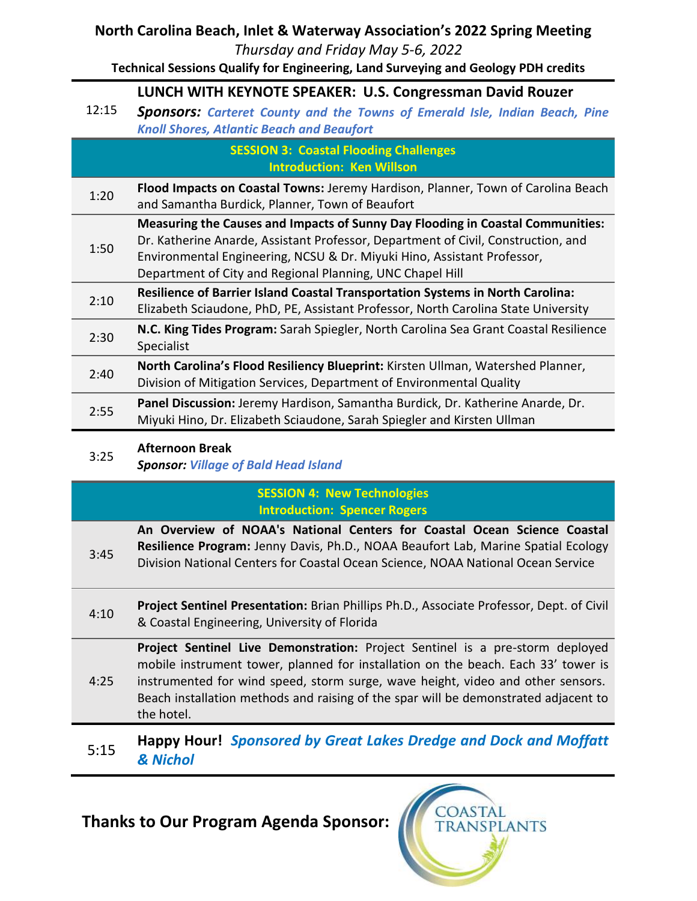**North Carolina Beach, Inlet & Waterway Association's 2022 Spring Meeting**

*Thursday and Friday May 5-6, 2022*

**Technical Sessions Qualify for Engineering, Land Surveying and Geology PDH credits**

| Time | Program |
|---|---|
| 12:15 | **LUNCH WITH KEYNOTE SPEAKER: U.S. Congressman David Rouzer** *Sponsors: Carteret County and the Towns of Emerald Isle, Indian Beach, Pine Knoll Shores, Atlantic Beach and Beaufort* |
| | **SESSION 3: Coastal Flooding Challenges** **Introduction: Ken Willson** |
| 1:20 | **Flood Impacts on Coastal Towns:** Jeremy Hardison, Planner, Town of Carolina Beach and Samantha Burdick, Planner, Town of Beaufort |
| 1:50 | **Measuring the Causes and Impacts of Sunny Day Flooding in Coastal Communities:** Dr. Katherine Anarde, Assistant Professor, Department of Civil, Construction, and Environmental Engineering, NCSU & Dr. Miyuki Hino, Assistant Professor, Department of City and Regional Planning, UNC Chapel Hill |
| 2:10 | **Resilience of Barrier Island Coastal Transportation Systems in North Carolina:** Elizabeth Sciaudone, PhD, PE, Assistant Professor, North Carolina State University |
| 2:30 | **N.C. King Tides Program:** Sarah Spiegler, North Carolina Sea Grant Coastal Resilience Specialist |
| 2:40 | **North Carolina's Flood Resiliency Blueprint:** Kirsten Ullman, Watershed Planner, Division of Mitigation Services, Department of Environmental Quality |
| 2:55 | **Panel Discussion:** Jeremy Hardison, Samantha Burdick, Dr. Katherine Anarde, Dr. Miyuki Hino, Dr. Elizabeth Sciaudone, Sarah Spiegler and Kirsten Ullman |
| 3:25 | **Afternoon Break** *Sponsor: Village of Bald Head Island* |
| | **SESSION 4: New Technologies** **Introduction: Spencer Rogers** |
| 3:45 | **An Overview of NOAA's National Centers for Coastal Ocean Science Coastal Resilience Program:** Jenny Davis, Ph.D., NOAA Beaufort Lab, Marine Spatial Ecology Division National Centers for Coastal Ocean Science, NOAA National Ocean Service |
| 4:10 | **Project Sentinel Presentation:** Brian Phillips Ph.D., Associate Professor, Dept. of Civil & Coastal Engineering, University of Florida |
| 4:25 | **Project Sentinel Live Demonstration:** Project Sentinel is a pre-storm deployed mobile instrument tower, planned for installation on the beach. Each 33' tower is instrumented for wind speed, storm surge, wave height, video and other sensors. Beach installation methods and raising of the spar will be demonstrated adjacent to the hotel. |
| 5:15 | **Happy Hour!** ***Sponsored by Great Lakes Dredge and Dock and Moffatt & Nichol*** |

**Thanks to Our Program Agenda Sponsor:** COASTAL TRANSPLANTS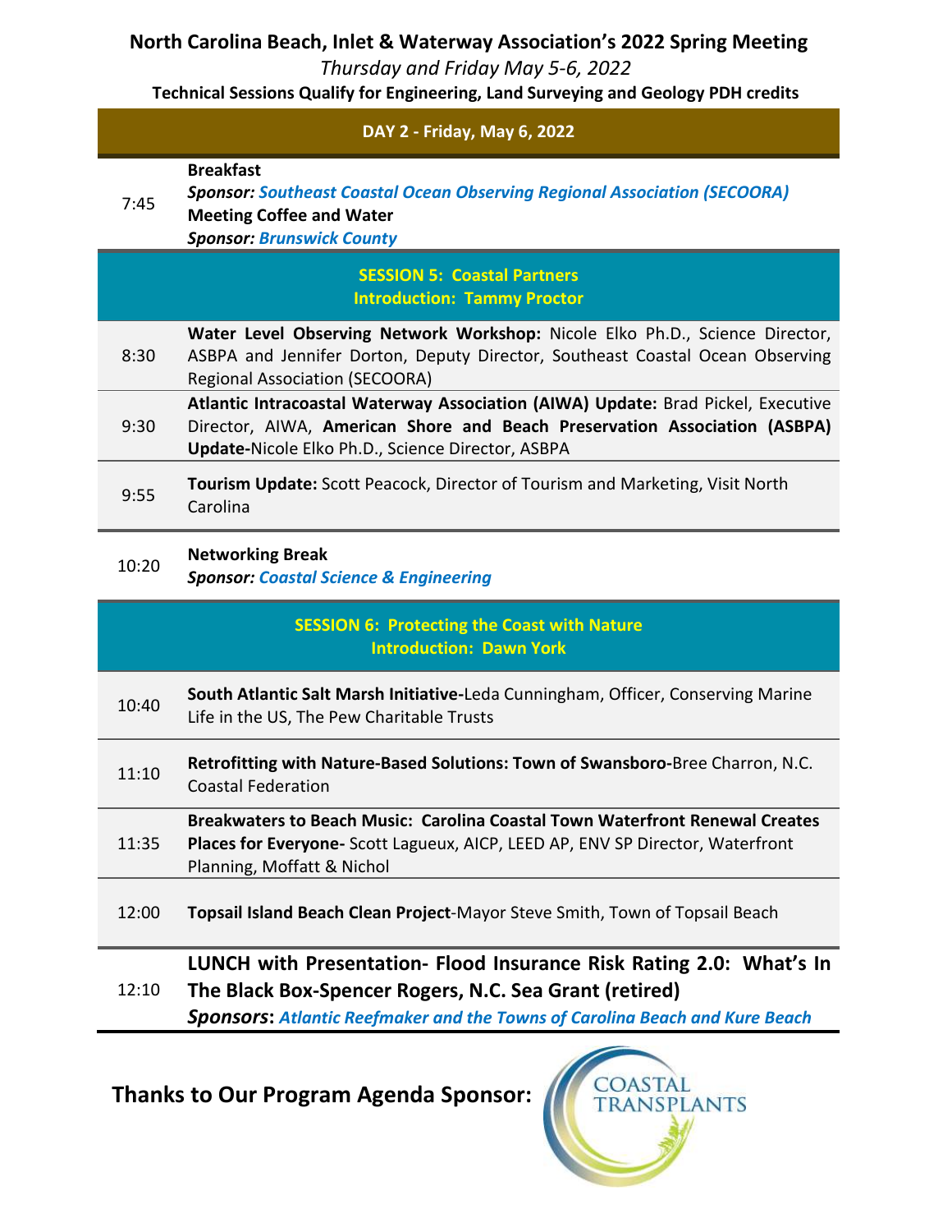# North Carolina Beach, Inlet & Waterway Association's 2022 Spring Meeting

*Thursday and Friday May 5-6, 2022*

**Technical Sessions Qualify for Engineering, Land Surveying and Geology PDH credits**

| DAY 2 - Friday, May 6, 2022 | |
|---|---|
| 7:45 | **Breakfast**<br>***Sponsor:*** ***Southeast Coastal Ocean Observing Regional Association (SECOORA)***<br>**Meeting Coffee and Water**<br>***Sponsor:*** ***Brunswick County*** |
| | **SESSION 5: Coastal Partners**<br>**Introduction: Tammy Proctor** |
| 8:30 | **Water Level Observing Network Workshop:** Nicole Elko Ph.D., Science Director, ASBPA and Jennifer Dorton, Deputy Director, Southeast Coastal Ocean Observing Regional Association (SECOORA) |
| 9:30 | **Atlantic Intracoastal Waterway Association (AIWA) Update:** Brad Pickel, Executive Director, AIWA, **American Shore and Beach Preservation Association (ASBPA) Update-**Nicole Elko Ph.D., Science Director, ASBPA |
| 9:55 | **Tourism Update:** Scott Peacock, Director of Tourism and Marketing, Visit North Carolina |
| 10:20 | **Networking Break**<br>***Sponsor:*** ***Coastal Science & Engineering*** |
| | **SESSION 6: Protecting the Coast with Nature**<br>**Introduction: Dawn York** |
| 10:40 | **South Atlantic Salt Marsh Initiative-**Leda Cunningham, Officer, Conserving Marine Life in the US, The Pew Charitable Trusts |
| 11:10 | **Retrofitting with Nature-Based Solutions: Town of Swansboro-**Bree Charron, N.C. Coastal Federation |
| 11:35 | **Breakwaters to Beach Music: Carolina Coastal Town Waterfront Renewal Creates Places for Everyone-** Scott Lagueux, AICP, LEED AP, ENV SP Director, Waterfront Planning, Moffatt & Nichol |
| 12:00 | **Topsail Island Beach Clean Project**-Mayor Steve Smith, Town of Topsail Beach |
| 12:10 | **LUNCH with Presentation- Flood Insurance Risk Rating 2.0: What's In The Black Box-Spencer Rogers, N.C. Sea Grant (retired)**<br>***Sponsors*****:** ***Atlantic Reefmaker and the Towns of Carolina Beach and Kure Beach*** |

**Thanks to Our Program Agenda Sponsor:** COASTAL TRANSPLANTS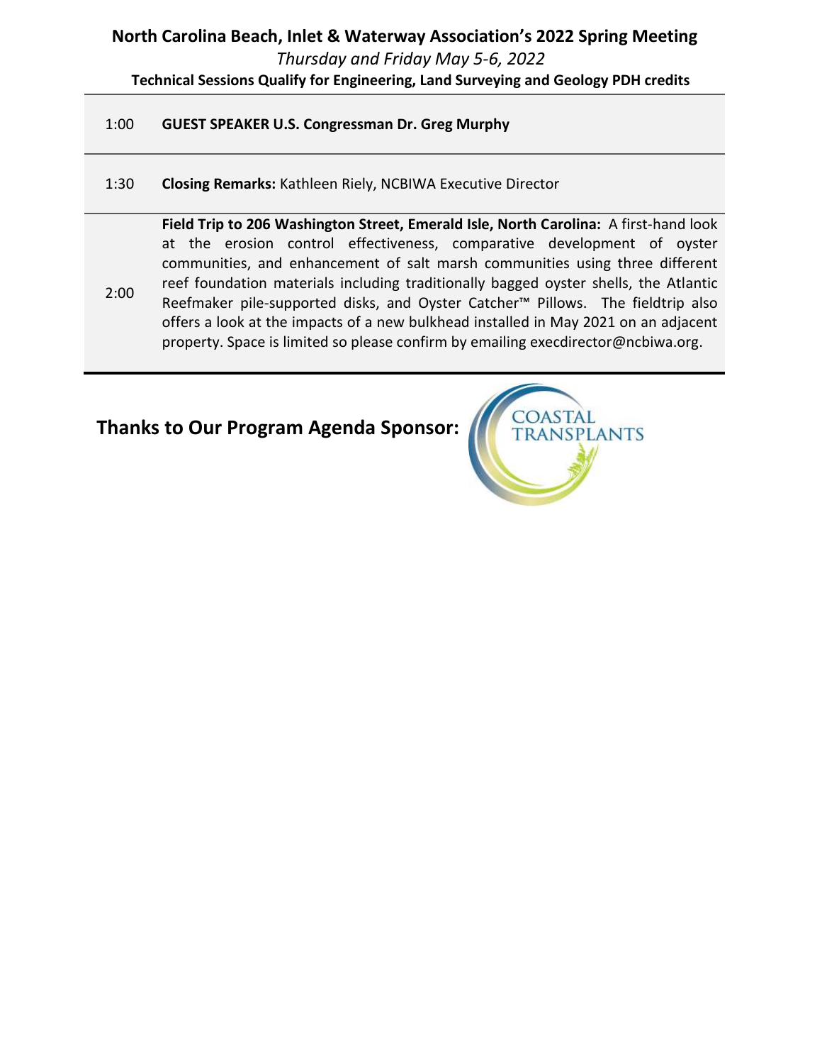**North Carolina Beach, Inlet & Waterway Association's 2022 Spring Meeting**

*Thursday and Friday May 5-6, 2022*

**Technical Sessions Qualify for Engineering, Land Surveying and Geology PDH credits**

| | |
|---|---|
| 1:00 | **GUEST SPEAKER U.S. Congressman Dr. Greg Murphy** |
| 1:30 | **Closing Remarks:** Kathleen Riely, NCBIWA Executive Director |
| 2:00 | **Field Trip to 206 Washington Street, Emerald Isle, North Carolina:** A first-hand look at the erosion control effectiveness, comparative development of oyster communities, and enhancement of salt marsh communities using three different reef foundation materials including traditionally bagged oyster shells, the Atlantic Reefmaker pile-supported disks, and Oyster Catcher™ Pillows. The fieldtrip also offers a look at the impacts of a new bulkhead installed in May 2021 on an adjacent property. Space is limited so please confirm by emailing execdirector@ncbiwa.org. |

**Thanks to Our Program Agenda Sponsor:** COASTAL TRANSPLANTS